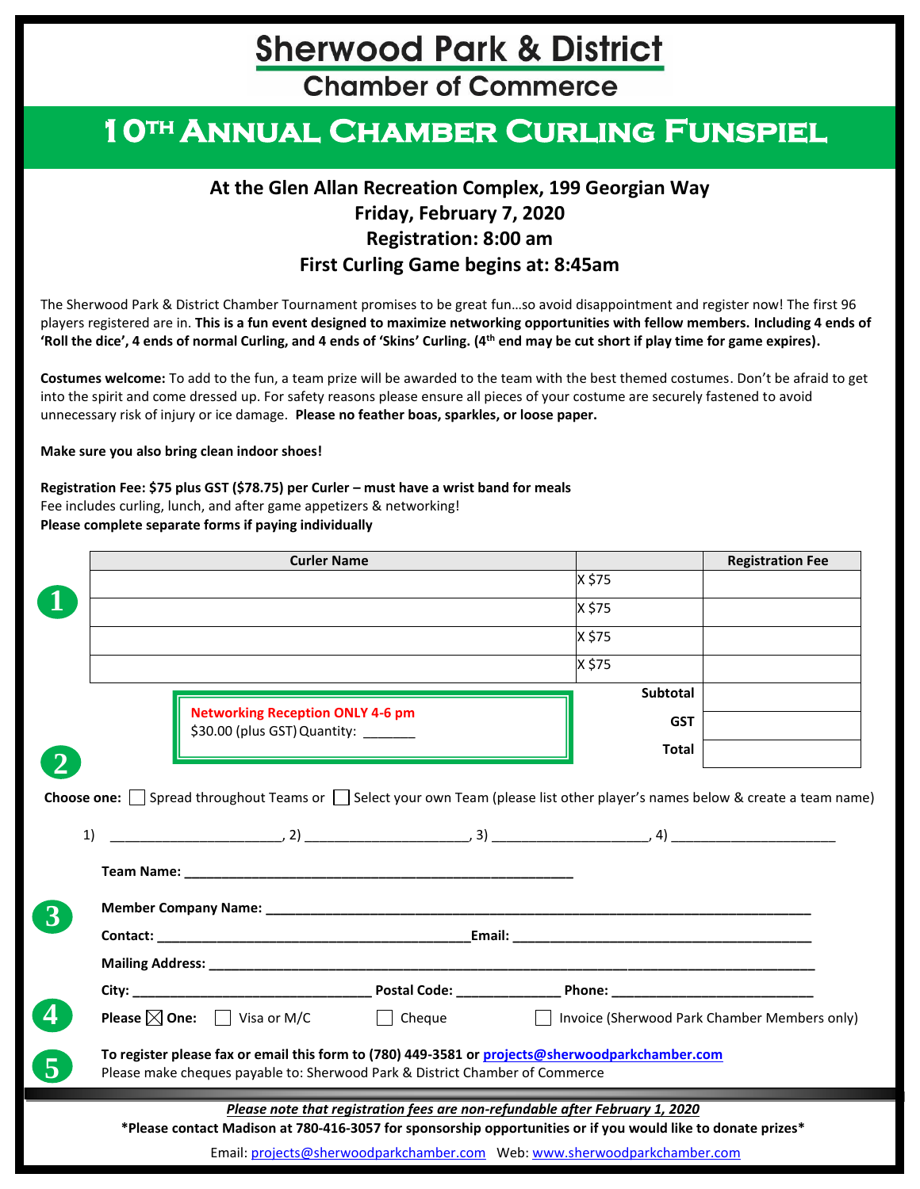# Sherwood Park & District

## Chamber of Commerce

# 10TH Annual Chamber Curling Funspiel

**At the Glen Allan Recreation Complex, 199 Georgian Way**
**Friday, February 7, 2020**
**Registration: 8:00 am**
**First Curling Game begins at: 8:45am**

The Sherwood Park & District Chamber Tournament promises to be great fun…so avoid disappointment and register now! The first 96 players registered are in. **This is a fun event designed to maximize networking opportunities with fellow members. Including 4 ends of 'Roll the dice', 4 ends of normal Curling, and 4 ends of 'Skins' Curling. (4th end may be cut short if play time for game expires).**

**Costumes welcome:** To add to the fun, a team prize will be awarded to the team with the best themed costumes. Don't be afraid to get into the spirit and come dressed up. For safety reasons please ensure all pieces of your costume are securely fastened to avoid unnecessary risk of injury or ice damage. **Please no feather boas, sparkles, or loose paper.**

**Make sure you also bring clean indoor shoes!**

**Registration Fee: $75 plus GST ($78.75) per Curler – must have a wrist band for meals**
Fee includes curling, lunch, and after game appetizers & networking!
**Please complete separate forms if paying individually**

**1**

| Curler Name | | Registration Fee |
|---|---|---|
| | X $75 | |
| | X $75 | |
| | X $75 | |
| | X $75 | |
| | **Subtotal** | |
| | **GST** | |
| | **Total** | |

**Networking Reception ONLY 4-6 pm**
$30.00 (plus GST) Quantity: _______

**2**

**Choose one:** ☐ Spread throughout Teams or ☐ Select your own Team (please list other player's names below & create a team name)

1) ______________________, 2) _____________________, 3) ____________________, 4) ______________________

**Team Name:** _____________________________________________________

**3**

**Member Company Name:** ___________________________________________________________________________

**Contact:** __________________________________________**Email:** ________________________________________

**Mailing Address:** ___________________________________________________________________________________

**City:** ________________________________ **Postal Code:** _____________ **Phone:** ___________________________

**4**

**Please ☒ One:** ☐ Visa or M/C ☐ Cheque ☐ Invoice (Sherwood Park Chamber Members only)

**5**

**To register please fax or email this form to (780) 449-3581 or projects@sherwoodparkchamber.com**
Please make cheques payable to: Sherwood Park & District Chamber of Commerce

***Please note that registration fees are non-refundable after February 1, 2020***

**\*Please contact Madison at 780-416-3057 for sponsorship opportunities or if you would like to donate prizes\***

Email: projects@sherwoodparkchamber.com Web: www.sherwoodparkchamber.com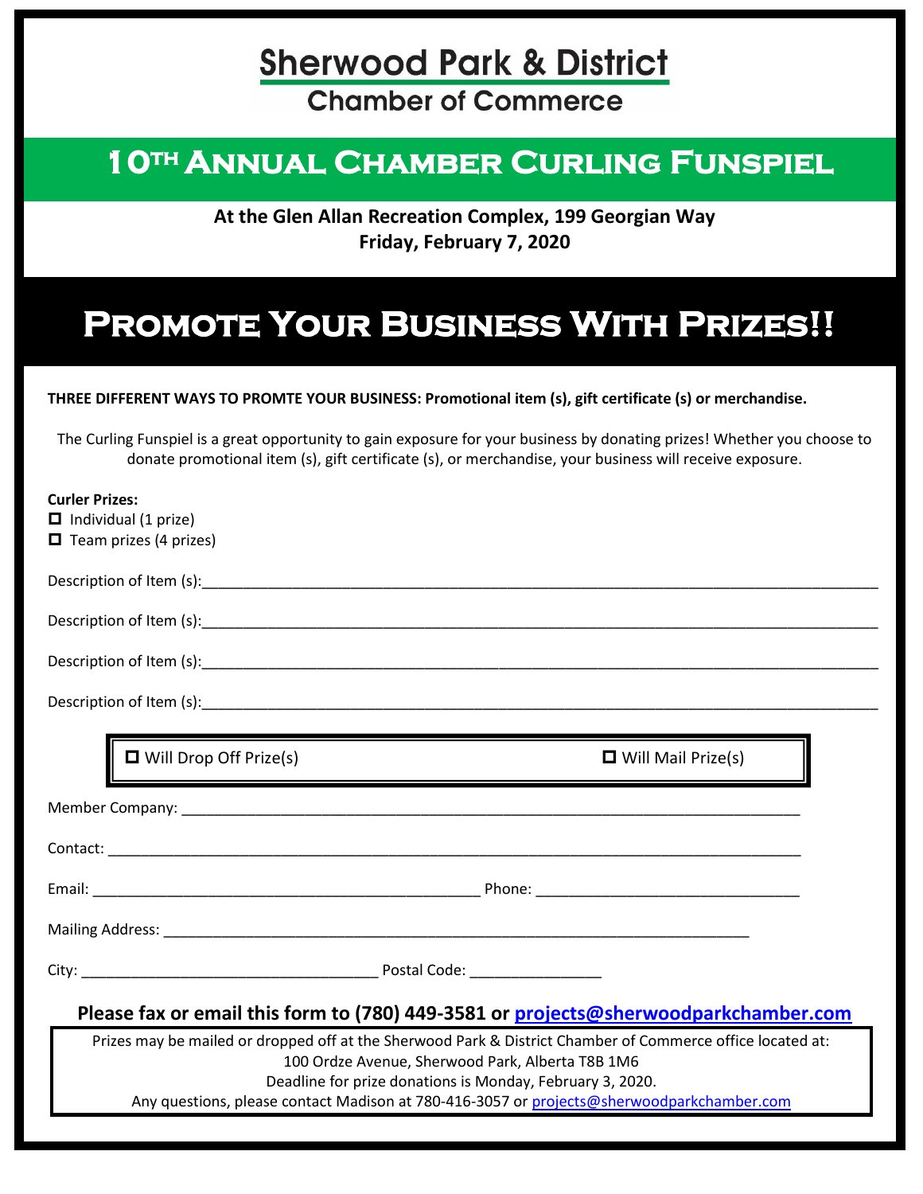# Sherwood Park & District Chamber of Commerce

## 10TH ANNUAL CHAMBER CURLING FUNSPIEL

**At the Glen Allan Recreation Complex, 199 Georgian Way**
**Friday, February 7, 2020**

# PROMOTE YOUR BUSINESS WITH PRIZES!!

**THREE DIFFERENT WAYS TO PROMTE YOUR BUSINESS: Promotional item (s), gift certificate (s) or merchandise.**

The Curling Funspiel is a great opportunity to gain exposure for your business by donating prizes! Whether you choose to donate promotional item (s), gift certificate (s), or merchandise, your business will receive exposure.

**Curler Prizes:**

- ☐ Individual (1 prize)
- ☐ Team prizes (4 prizes)

Description of Item (s):______________________________________________

Description of Item (s):______________________________________________

Description of Item (s):______________________________________________

Description of Item (s):______________________________________________

☐ Will Drop Off Prize(s) ☐ Will Mail Prize(s)

Member Company: ______________________________________________

Contact: ______________________________________________

Email: __________________________ Phone: __________________________

Mailing Address: ______________________________________________

City: __________________________ Postal Code: ________________

**Please fax or email this form to (780) 449-3581 or projects@sherwoodparkchamber.com**

Prizes may be mailed or dropped off at the Sherwood Park & District Chamber of Commerce office located at:
100 Ordze Avenue, Sherwood Park, Alberta T8B 1M6
Deadline for prize donations is Monday, February 3, 2020.
Any questions, please contact Madison at 780-416-3057 or projects@sherwoodparkchamber.com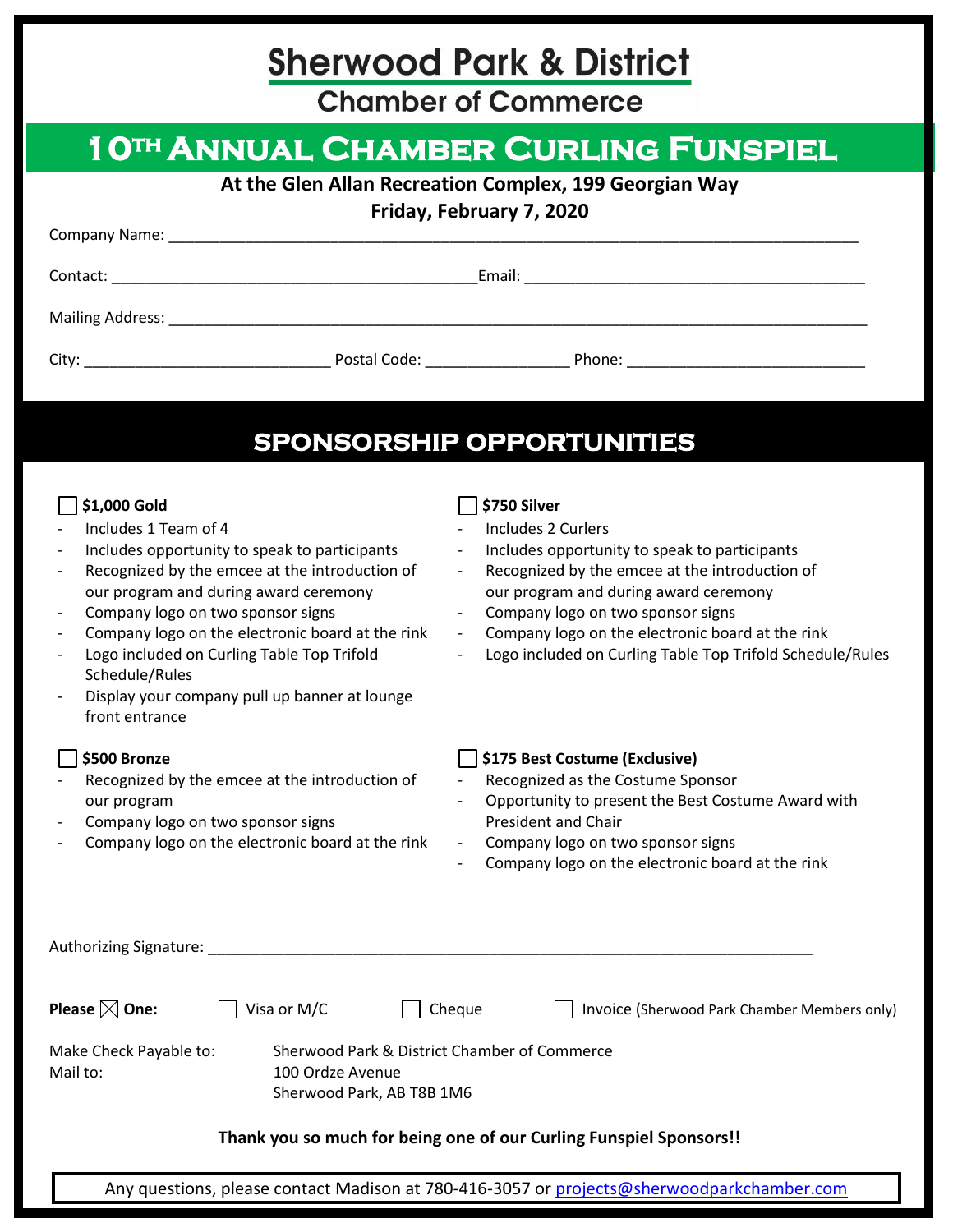# Sherwood Park & District
## Chamber of Commerce

# 10TH ANNUAL CHAMBER CURLING FUNSPIEL

**At the Glen Allan Recreation Complex, 199 Georgian Way**
**Friday, February 7, 2020**

Company Name: ______________________________________________

Contact: ______________________________ Email: ______________________________

Mailing Address: ______________________________________________

City: ____________________ Postal Code: ____________ Phone: ____________________

## SPONSORSHIP OPPORTUNITIES

☐ **$1,000 Gold**

- Includes 1 Team of 4
- Includes opportunity to speak to participants
- Recognized by the emcee at the introduction of our program and during award ceremony
- Company logo on two sponsor signs
- Company logo on the electronic board at the rink
- Logo included on Curling Table Top Trifold Schedule/Rules
- Display your company pull up banner at lounge front entrance

☐ **$750 Silver**

- Includes 2 Curlers
- Includes opportunity to speak to participants
- Recognized by the emcee at the introduction of our program and during award ceremony
- Company logo on two sponsor signs
- Company logo on the electronic board at the rink
- Logo included on Curling Table Top Trifold Schedule/Rules

☐ **$500 Bronze**

- Recognized by the emcee at the introduction of our program
- Company logo on two sponsor signs
- Company logo on the electronic board at the rink

☐ **$175 Best Costume (Exclusive)**

- Recognized as the Costume Sponsor
- Opportunity to present the Best Costume Award with President and Chair
- Company logo on two sponsor signs
- Company logo on the electronic board at the rink

Authorizing Signature: ______________________________________________

**Please ☒ One:** ☐ Visa or M/C ☐ Cheque ☐ Invoice (Sherwood Park Chamber Members only)

Make Check Payable to: Sherwood Park & District Chamber of Commerce
Mail to: 100 Ordze Avenue
Sherwood Park, AB T8B 1M6

**Thank you so much for being one of our Curling Funspiel Sponsors!!**

Any questions, please contact Madison at 780-416-3057 or projects@sherwoodparkchamber.com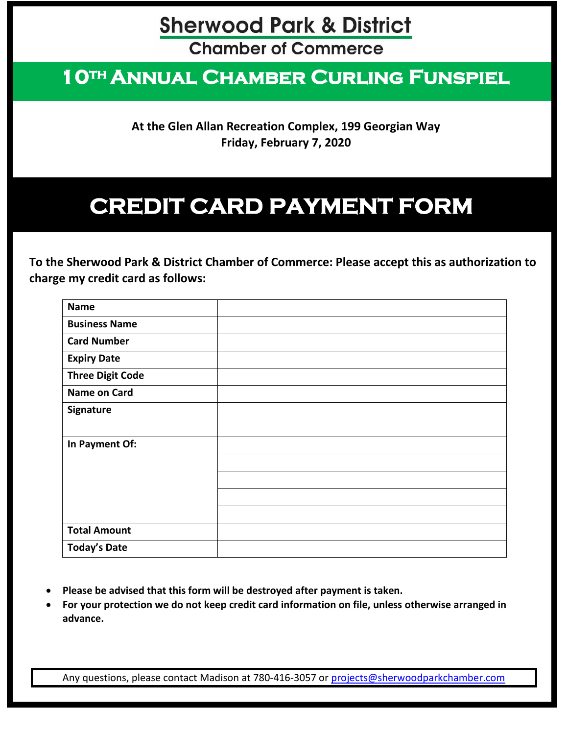# Sherwood Park & District
## Chamber of Commerce

## 10TH Annual Chamber Curling Funspiel

**At the Glen Allan Recreation Complex, 199 Georgian Way**
**Friday, February 7, 2020**

# CREDIT CARD PAYMENT FORM

**To the Sherwood Park & District Chamber of Commerce: Please accept this as authorization to charge my credit card as follows:**

| | |
|---|---|
| **Name** | |
| **Business Name** | |
| **Card Number** | |
| **Expiry Date** | |
| **Three Digit Code** | |
| **Name on Card** | |
| **Signature** | |
| **In Payment Of:** | |
| | |
| | |
| | |
| | |
| **Total Amount** | |
| **Today's Date** | |

- **Please be advised that this form will be destroyed after payment is taken.**
- **For your protection we do not keep credit card information on file, unless otherwise arranged in advance.**

Any questions, please contact Madison at 780-416-3057 or projects@sherwoodparkchamber.com